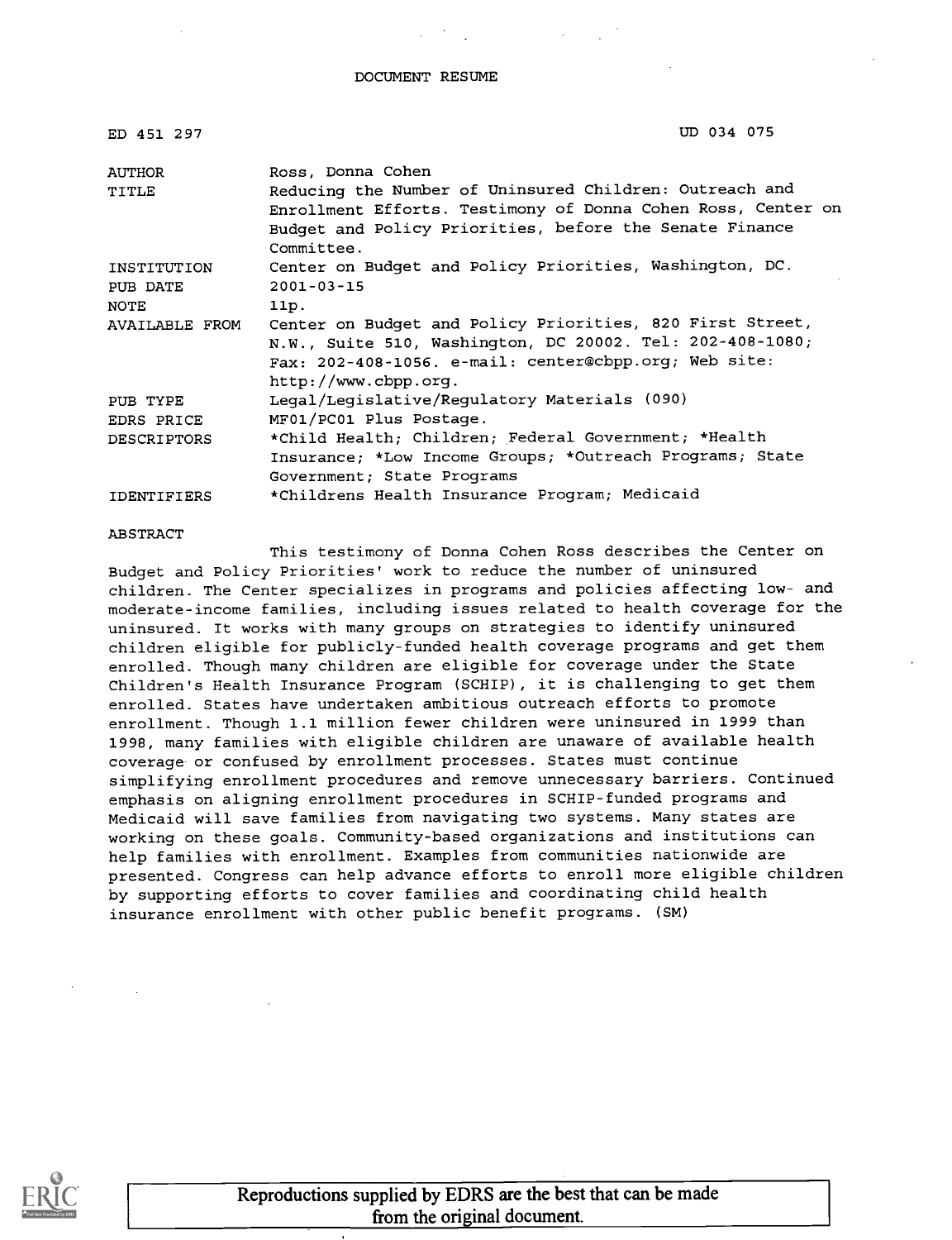DOCUMENT RESUME

| | |
|---|---|
| ED 451 297 | UD 034 075 |
| AUTHOR | Ross, Donna Cohen |
| TITLE | Reducing the Number of Uninsured Children: Outreach and Enrollment Efforts. Testimony of Donna Cohen Ross, Center on Budget and Policy Priorities, before the Senate Finance Committee. |
| INSTITUTION | Center on Budget and Policy Priorities, Washington, DC. |
| PUB DATE | 2001-03-15 |
| NOTE | 11p. |
| AVAILABLE FROM | Center on Budget and Policy Priorities, 820 First Street, N.W., Suite 510, Washington, DC 20002. Tel: 202-408-1080; Fax: 202-408-1056. e-mail: center@cbpp.org; Web site: http://www.cbpp.org. |
| PUB TYPE | Legal/Legislative/Regulatory Materials (090) |
| EDRS PRICE | MF01/PC01 Plus Postage. |
| DESCRIPTORS | *Child Health; Children; Federal Government; *Health Insurance; *Low Income Groups; *Outreach Programs; State Government; State Programs |
| IDENTIFIERS | *Childrens Health Insurance Program; Medicaid |

ABSTRACT

This testimony of Donna Cohen Ross describes the Center on Budget and Policy Priorities' work to reduce the number of uninsured children. The Center specializes in programs and policies affecting low- and moderate-income families, including issues related to health coverage for the uninsured. It works with many groups on strategies to identify uninsured children eligible for publicly-funded health coverage programs and get them enrolled. Though many children are eligible for coverage under the State Children's Health Insurance Program (SCHIP), it is challenging to get them enrolled. States have undertaken ambitious outreach efforts to promote enrollment. Though 1.1 million fewer children were uninsured in 1999 than 1998, many families with eligible children are unaware of available health coverage or confused by enrollment processes. States must continue simplifying enrollment procedures and remove unnecessary barriers. Continued emphasis on aligning enrollment procedures in SCHIP-funded programs and Medicaid will save families from navigating two systems. Many states are working on these goals. Community-based organizations and institutions can help families with enrollment. Examples from communities nationwide are presented. Congress can help advance efforts to enroll more eligible children by supporting efforts to cover families and coordinating child health insurance enrollment with other public benefit programs. (SM)

Reproductions supplied by EDRS are the best that can be made from the original document.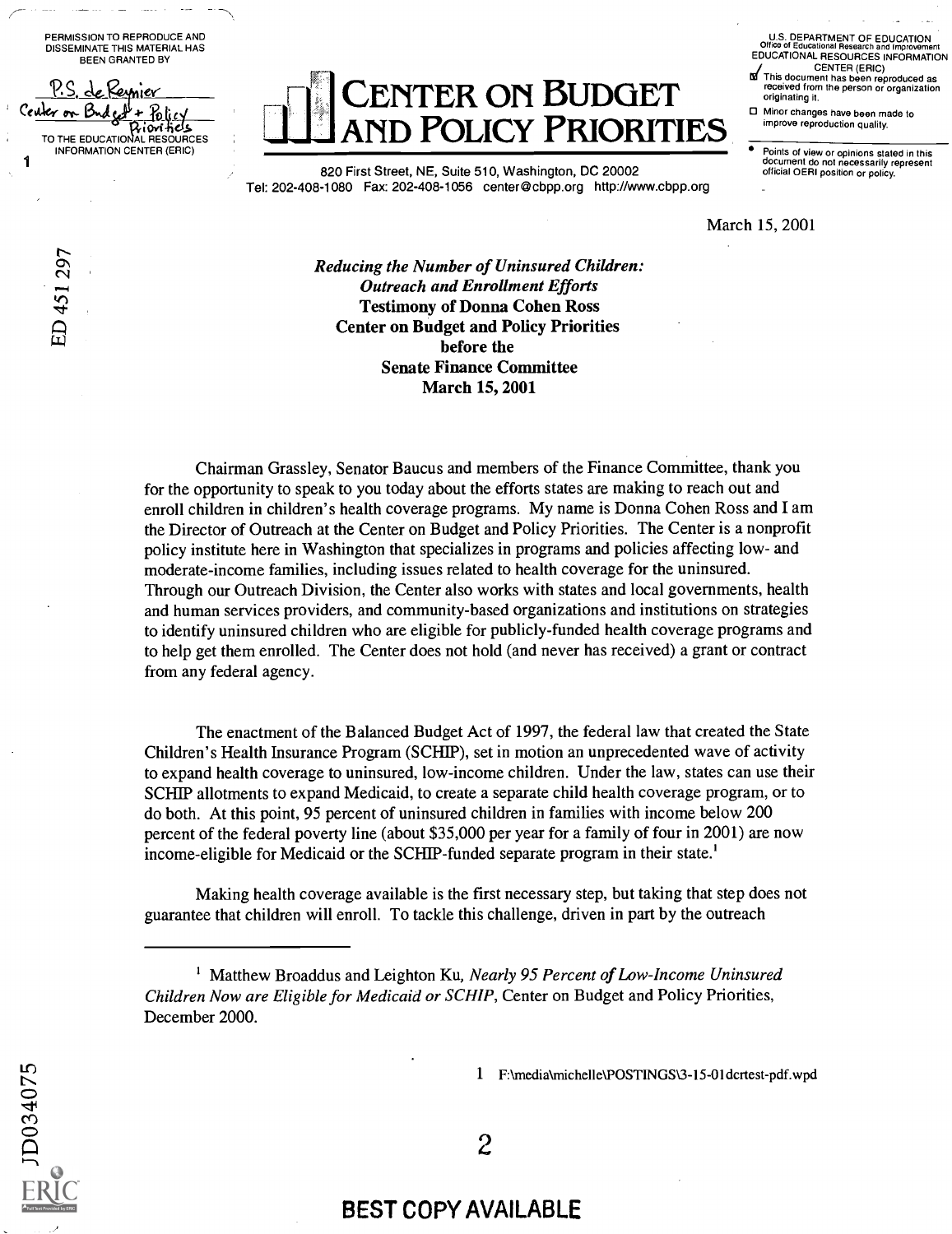# Center on Budget and Policy Priorities

820 First Street, NE, Suite 510, Washington, DC 20002
Tel: 202-408-1080 Fax: 202-408-1056 center@cbpp.org http://www.cbpp.org

March 15, 2001

***Reducing the Number of Uninsured Children:***
***Outreach and Enrollment Efforts***
**Testimony of Donna Cohen Ross**
**Center on Budget and Policy Priorities**
**before the**
**Senate Finance Committee**
**March 15, 2001**

Chairman Grassley, Senator Baucus and members of the Finance Committee, thank you for the opportunity to speak to you today about the efforts states are making to reach out and enroll children in children's health coverage programs. My name is Donna Cohen Ross and I am the Director of Outreach at the Center on Budget and Policy Priorities. The Center is a nonprofit policy institute here in Washington that specializes in programs and policies affecting low- and moderate-income families, including issues related to health coverage for the uninsured. Through our Outreach Division, the Center also works with states and local governments, health and human services providers, and community-based organizations and institutions on strategies to identify uninsured children who are eligible for publicly-funded health coverage programs and to help get them enrolled. The Center does not hold (and never has received) a grant or contract from any federal agency.

The enactment of the Balanced Budget Act of 1997, the federal law that created the State Children's Health Insurance Program (SCHIP), set in motion an unprecedented wave of activity to expand health coverage to uninsured, low-income children. Under the law, states can use their SCHIP allotments to expand Medicaid, to create a separate child health coverage program, or to do both. At this point, 95 percent of uninsured children in families with income below 200 percent of the federal poverty line (about $35,000 per year for a family of four in 2001) are now income-eligible for Medicaid or the SCHIP-funded separate program in their state.[1]

Making health coverage available is the first necessary step, but taking that step does not guarantee that children will enroll. To tackle this challenge, driven in part by the outreach

[1] Matthew Broaddus and Leighton Ku, *Nearly 95 Percent of Low-Income Uninsured Children Now are Eligible for Medicaid or SCHIP*, Center on Budget and Policy Priorities, December 2000.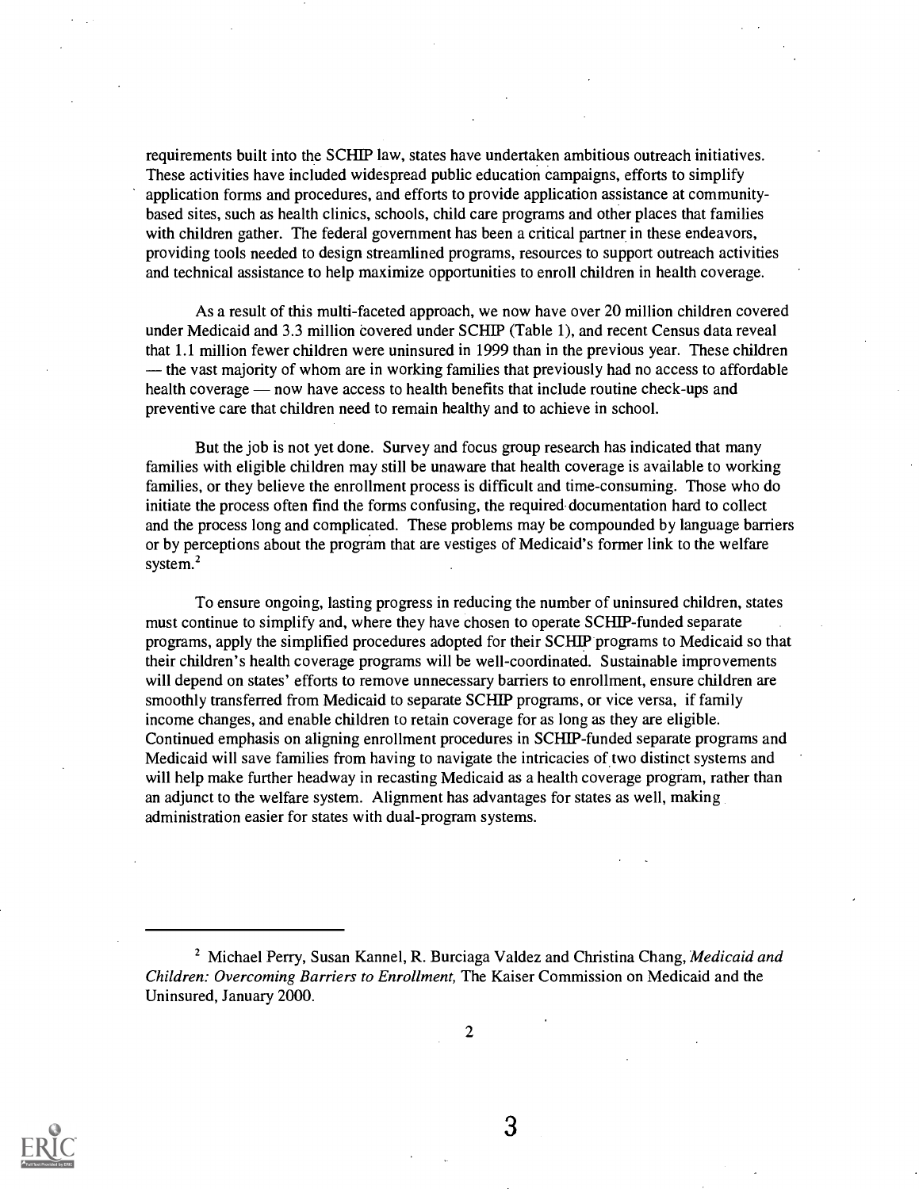requirements built into the SCHIP law, states have undertaken ambitious outreach initiatives. These activities have included widespread public education campaigns, efforts to simplify application forms and procedures, and efforts to provide application assistance at community-based sites, such as health clinics, schools, child care programs and other places that families with children gather. The federal government has been a critical partner in these endeavors, providing tools needed to design streamlined programs, resources to support outreach activities and technical assistance to help maximize opportunities to enroll children in health coverage.

As a result of this multi-faceted approach, we now have over 20 million children covered under Medicaid and 3.3 million covered under SCHIP (Table 1), and recent Census data reveal that 1.1 million fewer children were uninsured in 1999 than in the previous year. These children — the vast majority of whom are in working families that previously had no access to affordable health coverage — now have access to health benefits that include routine check-ups and preventive care that children need to remain healthy and to achieve in school.

But the job is not yet done. Survey and focus group research has indicated that many families with eligible children may still be unaware that health coverage is available to working families, or they believe the enrollment process is difficult and time-consuming. Those who do initiate the process often find the forms confusing, the required documentation hard to collect and the process long and complicated. These problems may be compounded by language barriers or by perceptions about the program that are vestiges of Medicaid's former link to the welfare system.[2]

To ensure ongoing, lasting progress in reducing the number of uninsured children, states must continue to simplify and, where they have chosen to operate SCHIP-funded separate programs, apply the simplified procedures adopted for their SCHIP programs to Medicaid so that their children's health coverage programs will be well-coordinated. Sustainable improvements will depend on states' efforts to remove unnecessary barriers to enrollment, ensure children are smoothly transferred from Medicaid to separate SCHIP programs, or vice versa, if family income changes, and enable children to retain coverage for as long as they are eligible. Continued emphasis on aligning enrollment procedures in SCHIP-funded separate programs and Medicaid will save families from having to navigate the intricacies of two distinct systems and will help make further headway in recasting Medicaid as a health coverage program, rather than an adjunct to the welfare system. Alignment has advantages for states as well, making administration easier for states with dual-program systems.

---

[2] Michael Perry, Susan Kannel, R. Burciaga Valdez and Christina Chang, *Medicaid and Children: Overcoming Barriers to Enrollment,* The Kaiser Commission on Medicaid and the Uninsured, January 2000.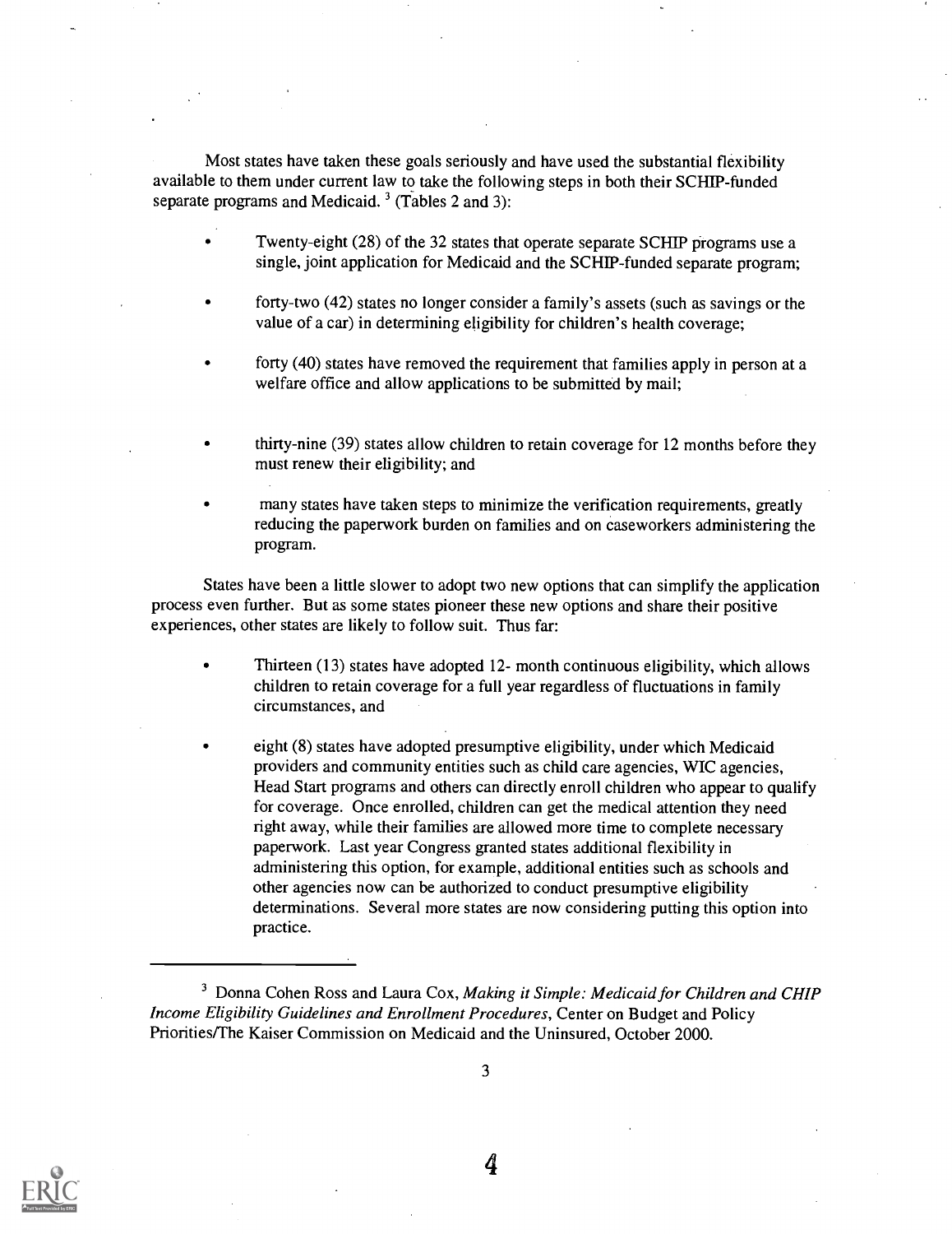Most states have taken these goals seriously and have used the substantial flexibility available to them under current law to take the following steps in both their SCHIP-funded separate programs and Medicaid. [3] (Tables 2 and 3):

- Twenty-eight (28) of the 32 states that operate separate SCHIP programs use a single, joint application for Medicaid and the SCHIP-funded separate program;
- forty-two (42) states no longer consider a family's assets (such as savings or the value of a car) in determining eligibility for children's health coverage;
- forty (40) states have removed the requirement that families apply in person at a welfare office and allow applications to be submitted by mail;
- thirty-nine (39) states allow children to retain coverage for 12 months before they must renew their eligibility; and
- many states have taken steps to minimize the verification requirements, greatly reducing the paperwork burden on families and on caseworkers administering the program.

States have been a little slower to adopt two new options that can simplify the application process even further. But as some states pioneer these new options and share their positive experiences, other states are likely to follow suit. Thus far:

- Thirteen (13) states have adopted 12- month continuous eligibility, which allows children to retain coverage for a full year regardless of fluctuations in family circumstances, and
- eight (8) states have adopted presumptive eligibility, under which Medicaid providers and community entities such as child care agencies, WIC agencies, Head Start programs and others can directly enroll children who appear to qualify for coverage. Once enrolled, children can get the medical attention they need right away, while their families are allowed more time to complete necessary paperwork. Last year Congress granted states additional flexibility in administering this option, for example, additional entities such as schools and other agencies now can be authorized to conduct presumptive eligibility determinations. Several more states are now considering putting this option into practice.

---

[3] Donna Cohen Ross and Laura Cox, *Making it Simple: Medicaid for Children and CHIP Income Eligibility Guidelines and Enrollment Procedures*, Center on Budget and Policy Priorities/The Kaiser Commission on Medicaid and the Uninsured, October 2000.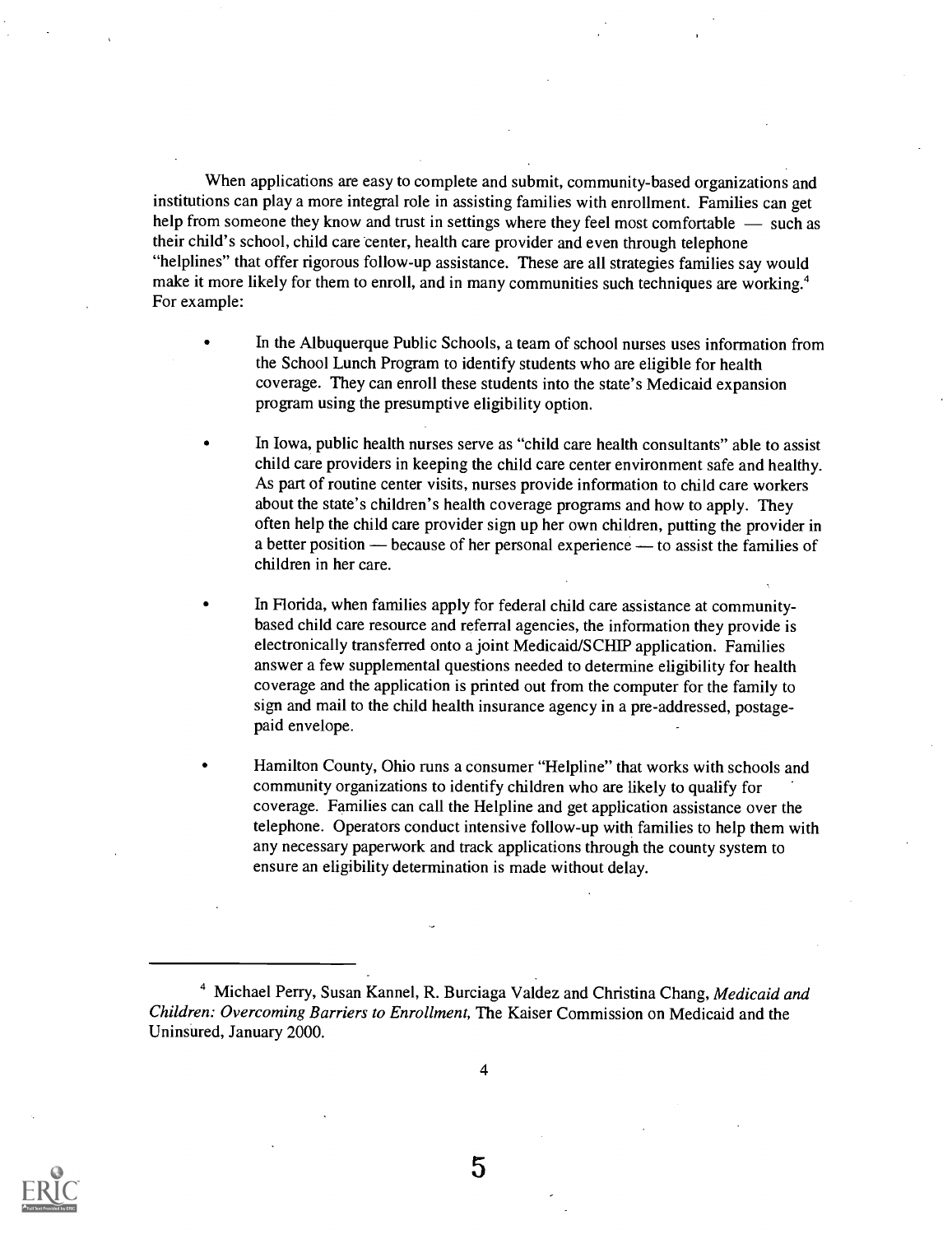When applications are easy to complete and submit, community-based organizations and institutions can play a more integral role in assisting families with enrollment. Families can get help from someone they know and trust in settings where they feel most comfortable — such as their child's school, child care center, health care provider and even through telephone "helplines" that offer rigorous follow-up assistance. These are all strategies families say would make it more likely for them to enroll, and in many communities such techniques are working.[4] For example:

- In the Albuquerque Public Schools, a team of school nurses uses information from the School Lunch Program to identify students who are eligible for health coverage. They can enroll these students into the state's Medicaid expansion program using the presumptive eligibility option.

- In Iowa, public health nurses serve as "child care health consultants" able to assist child care providers in keeping the child care center environment safe and healthy. As part of routine center visits, nurses provide information to child care workers about the state's children's health coverage programs and how to apply. They often help the child care provider sign up her own children, putting the provider in a better position — because of her personal experience — to assist the families of children in her care.

- In Florida, when families apply for federal child care assistance at community-based child care resource and referral agencies, the information they provide is electronically transferred onto a joint Medicaid/SCHIP application. Families answer a few supplemental questions needed to determine eligibility for health coverage and the application is printed out from the computer for the family to sign and mail to the child health insurance agency in a pre-addressed, postage-paid envelope.

- Hamilton County, Ohio runs a consumer "Helpline" that works with schools and community organizations to identify children who are likely to qualify for coverage. Families can call the Helpline and get application assistance over the telephone. Operators conduct intensive follow-up with families to help them with any necessary paperwork and track applications through the county system to ensure an eligibility determination is made without delay.

---

[4] Michael Perry, Susan Kannel, R. Burciaga Valdez and Christina Chang, *Medicaid and Children: Overcoming Barriers to Enrollment,* The Kaiser Commission on Medicaid and the Uninsured, January 2000.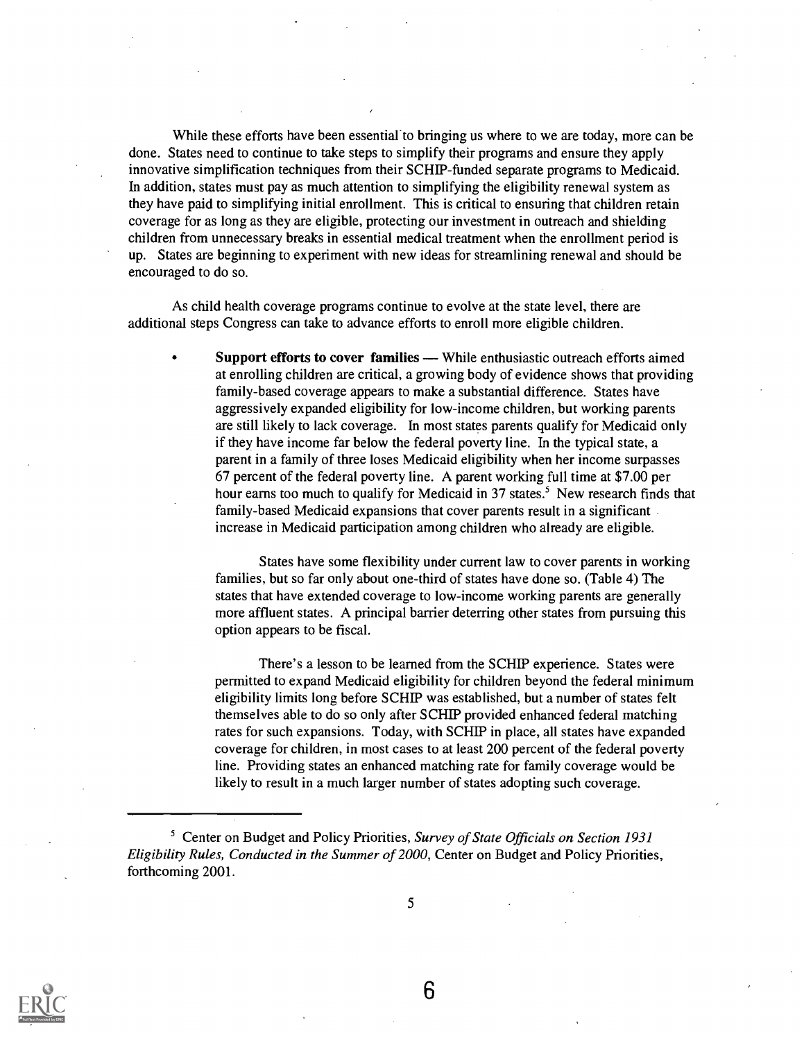While these efforts have been essential to bringing us where to we are today, more can be done. States need to continue to take steps to simplify their programs and ensure they apply innovative simplification techniques from their SCHIP-funded separate programs to Medicaid. In addition, states must pay as much attention to simplifying the eligibility renewal system as they have paid to simplifying initial enrollment. This is critical to ensuring that children retain coverage for as long as they are eligible, protecting our investment in outreach and shielding children from unnecessary breaks in essential medical treatment when the enrollment period is up. States are beginning to experiment with new ideas for streamlining renewal and should be encouraged to do so.

As child health coverage programs continue to evolve at the state level, there are additional steps Congress can take to advance efforts to enroll more eligible children.

- **Support efforts to cover families** — While enthusiastic outreach efforts aimed at enrolling children are critical, a growing body of evidence shows that providing family-based coverage appears to make a substantial difference. States have aggressively expanded eligibility for low-income children, but working parents are still likely to lack coverage. In most states parents qualify for Medicaid only if they have income far below the federal poverty line. In the typical state, a parent in a family of three loses Medicaid eligibility when her income surpasses 67 percent of the federal poverty line. A parent working full time at $7.00 per hour earns too much to qualify for Medicaid in 37 states.[5] New research finds that family-based Medicaid expansions that cover parents result in a significant increase in Medicaid participation among children who already are eligible.

  States have some flexibility under current law to cover parents in working families, but so far only about one-third of states have done so. (Table 4) The states that have extended coverage to low-income working parents are generally more affluent states. A principal barrier deterring other states from pursuing this option appears to be fiscal.

  There's a lesson to be learned from the SCHIP experience. States were permitted to expand Medicaid eligibility for children beyond the federal minimum eligibility limits long before SCHIP was established, but a number of states felt themselves able to do so only after SCHIP provided enhanced federal matching rates for such expansions. Today, with SCHIP in place, all states have expanded coverage for children, in most cases to at least 200 percent of the federal poverty line. Providing states an enhanced matching rate for family coverage would be likely to result in a much larger number of states adopting such coverage.

[5] Center on Budget and Policy Priorities, *Survey of State Officials on Section 1931 Eligibility Rules, Conducted in the Summer of 2000*, Center on Budget and Policy Priorities, forthcoming 2001.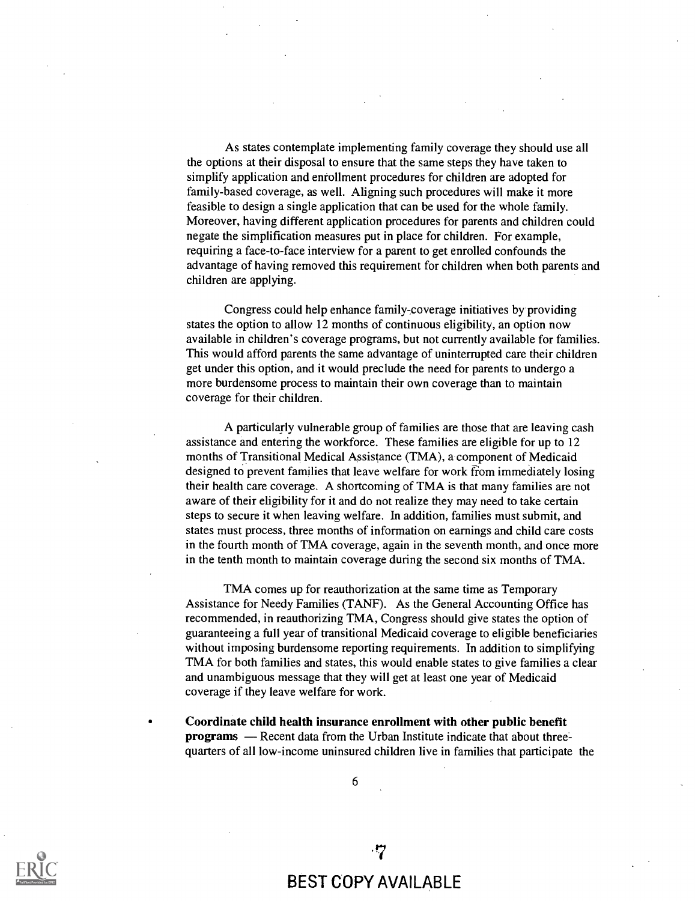As states contemplate implementing family coverage they should use all the options at their disposal to ensure that the same steps they have taken to simplify application and enrollment procedures for children are adopted for family-based coverage, as well. Aligning such procedures will make it more feasible to design a single application that can be used for the whole family. Moreover, having different application procedures for parents and children could negate the simplification measures put in place for children. For example, requiring a face-to-face interview for a parent to get enrolled confounds the advantage of having removed this requirement for children when both parents and children are applying.

Congress could help enhance family-coverage initiatives by providing states the option to allow 12 months of continuous eligibility, an option now available in children's coverage programs, but not currently available for families. This would afford parents the same advantage of uninterrupted care their children get under this option, and it would preclude the need for parents to undergo a more burdensome process to maintain their own coverage than to maintain coverage for their children.

A particularly vulnerable group of families are those that are leaving cash assistance and entering the workforce. These families are eligible for up to 12 months of Transitional Medical Assistance (TMA), a component of Medicaid designed to prevent families that leave welfare for work from immediately losing their health care coverage. A shortcoming of TMA is that many families are not aware of their eligibility for it and do not realize they may need to take certain steps to secure it when leaving welfare. In addition, families must submit, and states must process, three months of information on earnings and child care costs in the fourth month of TMA coverage, again in the seventh month, and once more in the tenth month to maintain coverage during the second six months of TMA.

TMA comes up for reauthorization at the same time as Temporary Assistance for Needy Families (TANF). As the General Accounting Office has recommended, in reauthorizing TMA, Congress should give states the option of guaranteeing a full year of transitional Medicaid coverage to eligible beneficiaries without imposing burdensome reporting requirements. In addition to simplifying TMA for both families and states, this would enable states to give families a clear and unambiguous message that they will get at least one year of Medicaid coverage if they leave welfare for work.

- **Coordinate child health insurance enrollment with other public benefit programs** — Recent data from the Urban Institute indicate that about three-quarters of all low-income uninsured children live in families that participate the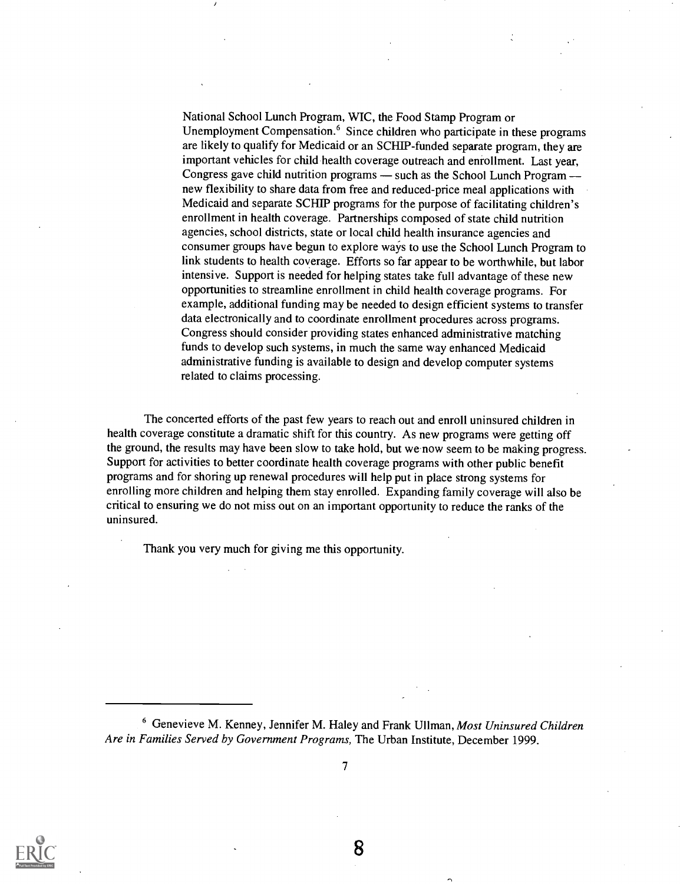National School Lunch Program, WIC, the Food Stamp Program or Unemployment Compensation.[6] Since children who participate in these programs are likely to qualify for Medicaid or an SCHIP-funded separate program, they are important vehicles for child health coverage outreach and enrollment. Last year, Congress gave child nutrition programs — such as the School Lunch Program — new flexibility to share data from free and reduced-price meal applications with Medicaid and separate SCHIP programs for the purpose of facilitating children's enrollment in health coverage. Partnerships composed of state child nutrition agencies, school districts, state or local child health insurance agencies and consumer groups have begun to explore ways to use the School Lunch Program to link students to health coverage. Efforts so far appear to be worthwhile, but labor intensive. Support is needed for helping states take full advantage of these new opportunities to streamline enrollment in child health coverage programs. For example, additional funding may be needed to design efficient systems to transfer data electronically and to coordinate enrollment procedures across programs. Congress should consider providing states enhanced administrative matching funds to develop such systems, in much the same way enhanced Medicaid administrative funding is available to design and develop computer systems related to claims processing.

The concerted efforts of the past few years to reach out and enroll uninsured children in health coverage constitute a dramatic shift for this country. As new programs were getting off the ground, the results may have been slow to take hold, but we now seem to be making progress. Support for activities to better coordinate health coverage programs with other public benefit programs and for shoring up renewal procedures will help put in place strong systems for enrolling more children and helping them stay enrolled. Expanding family coverage will also be critical to ensuring we do not miss out on an important opportunity to reduce the ranks of the uninsured.

Thank you very much for giving me this opportunity.

---

[6] Genevieve M. Kenney, Jennifer M. Haley and Frank Ullman, *Most Uninsured Children Are in Families Served by Government Programs,* The Urban Institute, December 1999.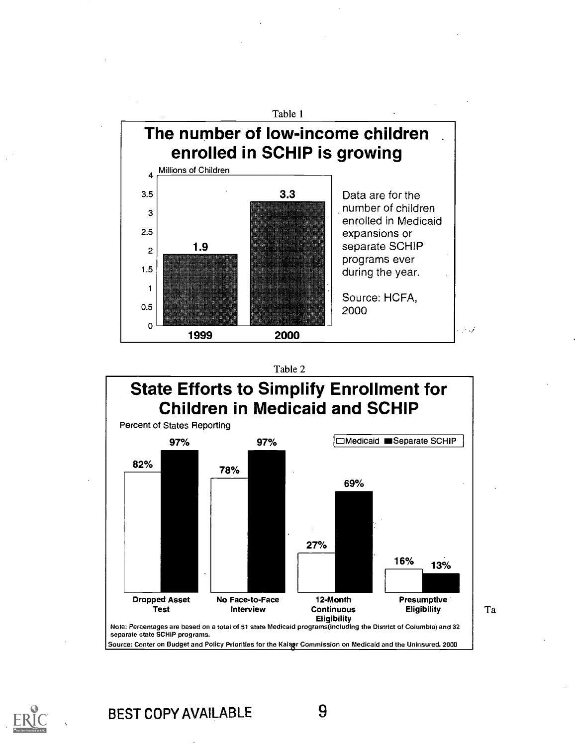Table 1

## The number of low-income children enrolled in SCHIP is growing

Millions of Children

| Year | Millions of Children |
|---|---|
| 1999 | 1.9 |
| 2000 | 3.3 |

Data are for the number of children enrolled in Medicaid expansions or separate SCHIP programs ever during the year.

Source: HCFA, 2000

Table 2

## State Efforts to Simplify Enrollment for Children in Medicaid and SCHIP

Percent of States Reporting

| | Medicaid | Separate SCHIP |
|---|---|---|
| Dropped Asset Test | 82% | 97% |
| No Face-to-Face Interview | 78% | 97% |
| 12-Month Continuous Eligibility | 27% | 69% |
| Presumptive Eligibility | 16% | 13% |

Note: Percentages are based on a total of 51 state Medicaid programs(including the District of Columbia) and 32 separate state SCHIP programs.

Source: Center on Budget and Policy Priorities for the Kaiser Commission on Medicaid and the Uninsured. 2000

Ta

BEST COPY AVAILABLE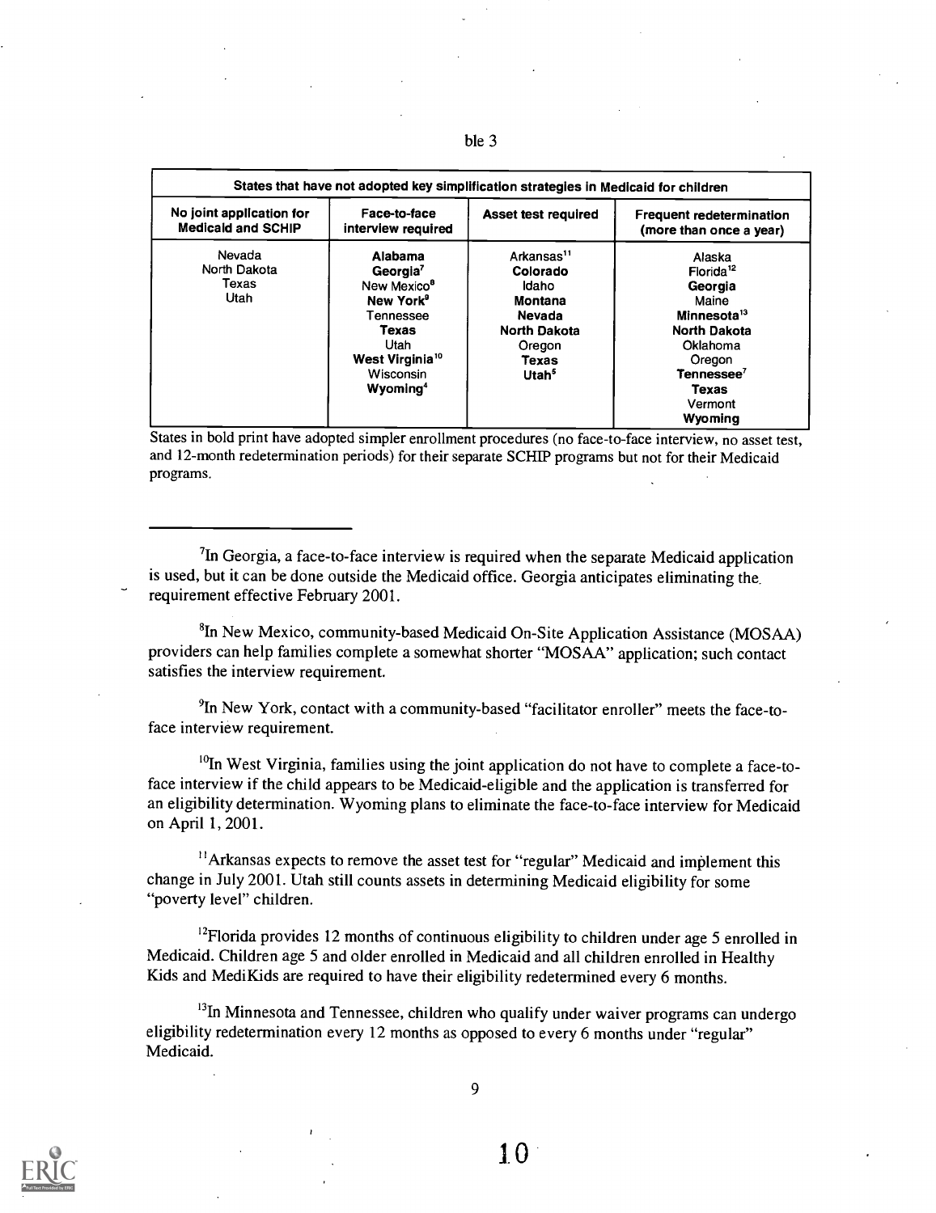ble 3

| States that have not adopted key simplification strategies in Medicaid for children | | | |
|---|---|---|---|
| **No joint application for Medicaid and SCHIP** | **Face-to-face interview required** | **Asset test required** | **Frequent redetermination (more than once a year)** |
| Nevada<br>North Dakota<br>Texas<br>Utah | **Alabama**<br>**Georgia**[7]<br>New Mexico[8]<br>**New York**[9]<br>Tennessee<br>**Texas**<br>Utah<br>**West Virginia**[10]<br>Wisconsin<br>**Wyoming**[4] | Arkansas[11]<br>**Colorado**<br>Idaho<br>**Montana**<br>**Nevada**<br>**North Dakota**<br>Oregon<br>**Texas**<br>**Utah**[5] | Alaska<br>Florida[12]<br>**Georgia**<br>Maine<br>**Minnesota**[13]<br>**North Dakota**<br>Oklahoma<br>Oregon<br>**Tennessee**[7]<br>**Texas**<br>Vermont<br>**Wyoming** |

States in bold print have adopted simpler enrollment procedures (no face-to-face interview, no asset test, and 12-month redetermination periods) for their separate SCHIP programs but not for their Medicaid programs.

---

[7]In Georgia, a face-to-face interview is required when the separate Medicaid application is used, but it can be done outside the Medicaid office. Georgia anticipates eliminating the requirement effective February 2001.

[8]In New Mexico, community-based Medicaid On-Site Application Assistance (MOSAA) providers can help families complete a somewhat shorter "MOSAA" application; such contact satisfies the interview requirement.

[9]In New York, contact with a community-based "facilitator enroller" meets the face-to-face interview requirement.

[10]In West Virginia, families using the joint application do not have to complete a face-to-face interview if the child appears to be Medicaid-eligible and the application is transferred for an eligibility determination. Wyoming plans to eliminate the face-to-face interview for Medicaid on April 1, 2001.

[11]Arkansas expects to remove the asset test for "regular" Medicaid and implement this change in July 2001. Utah still counts assets in determining Medicaid eligibility for some "poverty level" children.

[12]Florida provides 12 months of continuous eligibility to children under age 5 enrolled in Medicaid. Children age 5 and older enrolled in Medicaid and all children enrolled in Healthy Kids and MediKids are required to have their eligibility redetermined every 6 months.

[13]In Minnesota and Tennessee, children who qualify under waiver programs can undergo eligibility redetermination every 12 months as opposed to every 6 months under "regular" Medicaid.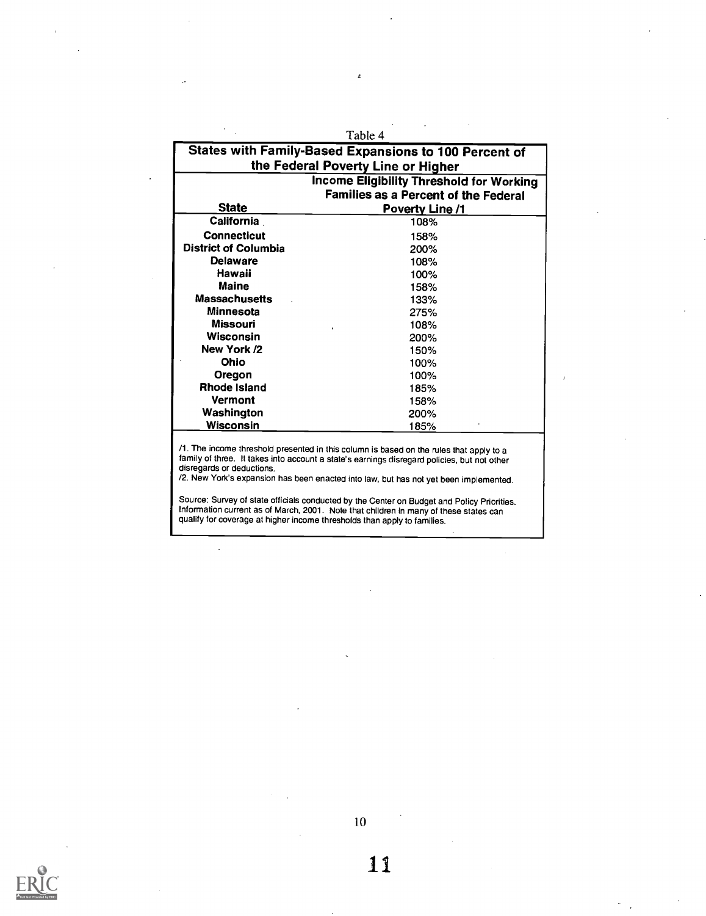Table 4

| States with Family-Based Expansions to 100 Percent of the Federal Poverty Line or Higher | |
|---|---|
| **State** | **Income Eligibility Threshold for Working Families as a Percent of the Federal Poverty Line /1** |
| **California** | 108% |
| **Connecticut** | 158% |
| **District of Columbia** | 200% |
| **Delaware** | 108% |
| **Hawaii** | 100% |
| **Maine** | 158% |
| **Massachusetts** | 133% |
| **Minnesota** | 275% |
| **Missouri** | 108% |
| **Wisconsin** | 200% |
| **New York /2** | 150% |
| **Ohio** | 100% |
| **Oregon** | 100% |
| **Rhode Island** | 185% |
| **Vermont** | 158% |
| **Washington** | 200% |
| **Wisconsin** | 185% |

/1. The income threshold presented in this column is based on the rules that apply to a family of three. It takes into account a state's earnings disregard policies, but not other disregards or deductions.
/2. New York's expansion has been enacted into law, but has not yet been implemented.

Source: Survey of state officials conducted by the Center on Budget and Policy Priorities. Information current as of March, 2001. Note that children in many of these states can qualify for coverage at higher income thresholds than apply to families.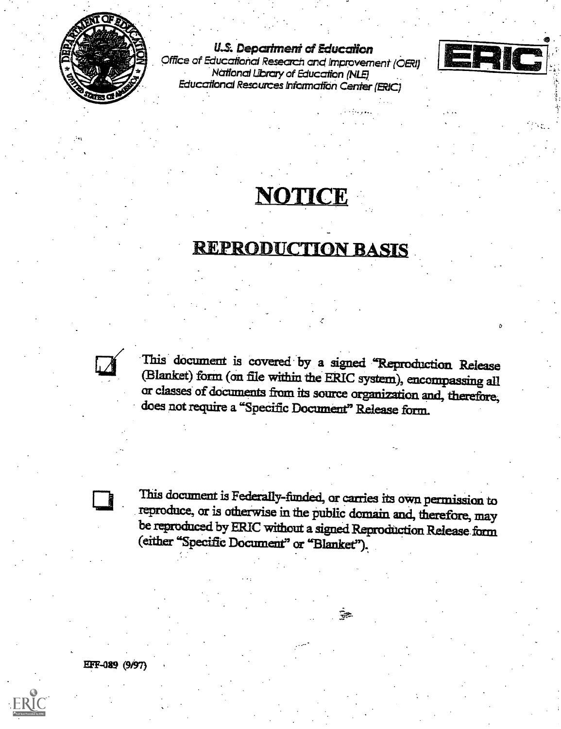U.S. Department of Education
*Office of Educational Research and Improvement (OERI)*
*National Library of Education (NLE)*
*Educational Resources Information Center (ERIC)*

# NOTICE

## REPRODUCTION BASIS

- [x] This document is covered by a signed "Reproduction Release (Blanket) form (on file within the ERIC system), encompassing all or classes of documents from its source organization and, therefore, does not require a "Specific Document" Release form.

- [ ] This document is Federally-funded, or carries its own permission to reproduce, or is otherwise in the public domain and, therefore, may be reproduced by ERIC without a signed Reproduction Release form (either "Specific Document" or "Blanket").

EFF-089 (9/97)